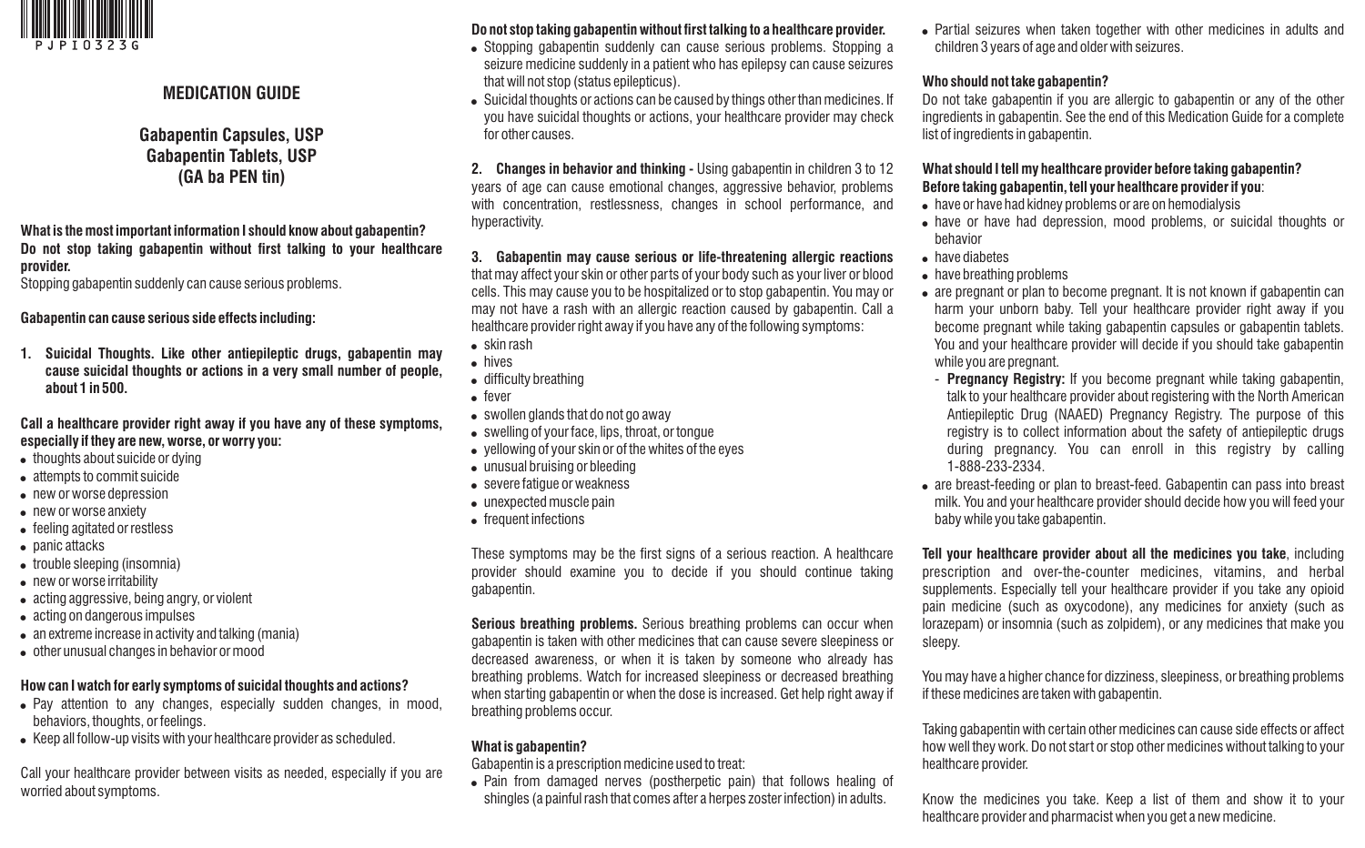PJPI0323G

# MEDICATION GUIDE

## Gabapentin Capsules, USP
## Gabapentin Tablets, USP
## (GA ba PEN tin)

**What is the most important information I should know about gabapentin?**

**Do not stop taking gabapentin without first talking to your healthcare provider.**

Stopping gabapentin suddenly can cause serious problems.

**Gabapentin can cause serious side effects including:**

**1. Suicidal Thoughts. Like other antiepileptic drugs, gabapentin may cause suicidal thoughts or actions in a very small number of people, about 1 in 500.**

**Call a healthcare provider right away if you have any of these symptoms, especially if they are new, worse, or worry you:**

- thoughts about suicide or dying
- attempts to commit suicide
- new or worse depression
- new or worse anxiety
- feeling agitated or restless
- panic attacks
- trouble sleeping (insomnia)
- new or worse irritability
- acting aggressive, being angry, or violent
- acting on dangerous impulses
- an extreme increase in activity and talking (mania)
- other unusual changes in behavior or mood

**How can I watch for early symptoms of suicidal thoughts and actions?**

- Pay attention to any changes, especially sudden changes, in mood, behaviors, thoughts, or feelings.
- Keep all follow-up visits with your healthcare provider as scheduled.

Call your healthcare provider between visits as needed, especially if you are worried about symptoms.

**Do not stop taking gabapentin without first talking to a healthcare provider.**

- Stopping gabapentin suddenly can cause serious problems. Stopping a seizure medicine suddenly in a patient who has epilepsy can cause seizures that will not stop (status epilepticus).
- Suicidal thoughts or actions can be caused by things other than medicines. If you have suicidal thoughts or actions, your healthcare provider may check for other causes.

**2. Changes in behavior and thinking -** Using gabapentin in children 3 to 12 years of age can cause emotional changes, aggressive behavior, problems with concentration, restlessness, changes in school performance, and hyperactivity.

**3. Gabapentin may cause serious or life-threatening allergic reactions** that may affect your skin or other parts of your body such as your liver or blood cells. This may cause you to be hospitalized or to stop gabapentin. You may or may not have a rash with an allergic reaction caused by gabapentin. Call a healthcare provider right away if you have any of the following symptoms:

- skin rash
- hives
- difficulty breathing
- fever
- swollen glands that do not go away
- swelling of your face, lips, throat, or tongue
- yellowing of your skin or of the whites of the eyes
- unusual bruising or bleeding
- severe fatigue or weakness
- unexpected muscle pain
- frequent infections

These symptoms may be the first signs of a serious reaction. A healthcare provider should examine you to decide if you should continue taking gabapentin.

**Serious breathing problems.** Serious breathing problems can occur when gabapentin is taken with other medicines that can cause severe sleepiness or decreased awareness, or when it is taken by someone who already has breathing problems. Watch for increased sleepiness or decreased breathing when starting gabapentin or when the dose is increased. Get help right away if breathing problems occur.

**What is gabapentin?**

Gabapentin is a prescription medicine used to treat:

- Pain from damaged nerves (postherpetic pain) that follows healing of shingles (a painful rash that comes after a herpes zoster infection) in adults.
- Partial seizures when taken together with other medicines in adults and children 3 years of age and older with seizures.

**Who should not take gabapentin?**

Do not take gabapentin if you are allergic to gabapentin or any of the other ingredients in gabapentin. See the end of this Medication Guide for a complete list of ingredients in gabapentin.

**What should I tell my healthcare provider before taking gabapentin?**

**Before taking gabapentin, tell your healthcare provider if you:**

- have or have had kidney problems or are on hemodialysis
- have or have had depression, mood problems, or suicidal thoughts or behavior
- have diabetes
- have breathing problems
- are pregnant or plan to become pregnant. It is not known if gabapentin can harm your unborn baby. Tell your healthcare provider right away if you become pregnant while taking gabapentin capsules or gabapentin tablets. You and your healthcare provider will decide if you should take gabapentin while you are pregnant.
  - **Pregnancy Registry:** If you become pregnant while taking gabapentin, talk to your healthcare provider about registering with the North American Antiepileptic Drug (NAAED) Pregnancy Registry. The purpose of this registry is to collect information about the safety of antiepileptic drugs during pregnancy. You can enroll in this registry by calling 1-888-233-2334.
- are breast-feeding or plan to breast-feed. Gabapentin can pass into breast milk. You and your healthcare provider should decide how you will feed your baby while you take gabapentin.

**Tell your healthcare provider about all the medicines you take**, including prescription and over-the-counter medicines, vitamins, and herbal supplements. Especially tell your healthcare provider if you take any opioid pain medicine (such as oxycodone), any medicines for anxiety (such as lorazepam) or insomnia (such as zolpidem), or any medicines that make you sleepy.

You may have a higher chance for dizziness, sleepiness, or breathing problems if these medicines are taken with gabapentin.

Taking gabapentin with certain other medicines can cause side effects or affect how well they work. Do not start or stop other medicines without talking to your healthcare provider.

Know the medicines you take. Keep a list of them and show it to your healthcare provider and pharmacist when you get a new medicine.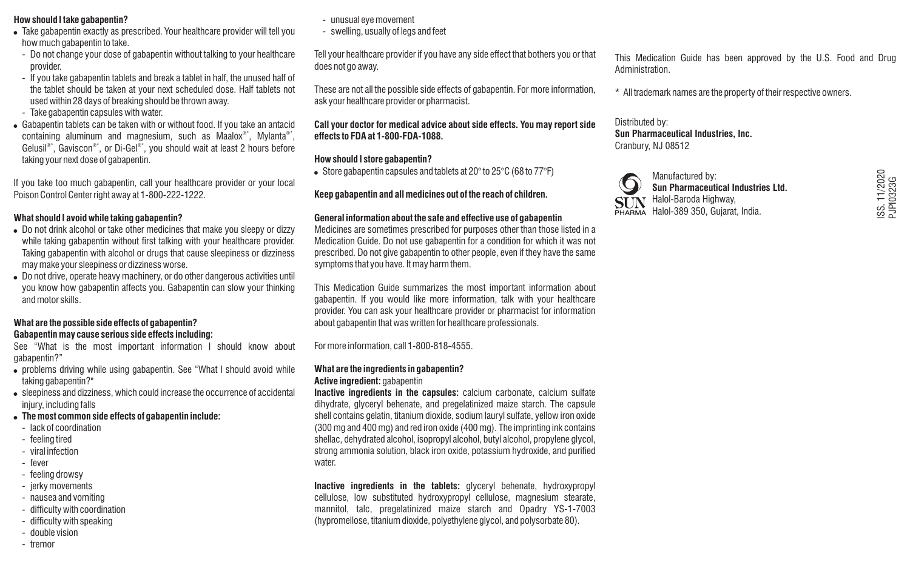**How should I take gabapentin?**

- Take gabapentin exactly as prescribed. Your healthcare provider will tell you how much gabapentin to take.
  - Do not change your dose of gabapentin without talking to your healthcare provider.
  - If you take gabapentin tablets and break a tablet in half, the unused half of the tablet should be taken at your next scheduled dose. Half tablets not used within 28 days of breaking should be thrown away.
  - Take gabapentin capsules with water.
- Gabapentin tablets can be taken with or without food. If you take an antacid containing aluminum and magnesium, such as Maalox®*, Mylanta®*, Gelusil®*, Gaviscon®*, or Di-Gel®*, you should wait at least 2 hours before taking your next dose of gabapentin.

If you take too much gabapentin, call your healthcare provider or your local Poison Control Center right away at 1-800-222-1222.

**What should I avoid while taking gabapentin?**

- Do not drink alcohol or take other medicines that make you sleepy or dizzy while taking gabapentin without first talking with your healthcare provider. Taking gabapentin with alcohol or drugs that cause sleepiness or dizziness may make your sleepiness or dizziness worse.
- Do not drive, operate heavy machinery, or do other dangerous activities until you know how gabapentin affects you. Gabapentin can slow your thinking and motor skills.

**What are the possible side effects of gabapentin?**
**Gabapentin may cause serious side effects including:**

See "What is the most important information I should know about gabapentin?"

- problems driving while using gabapentin. See "What I should avoid while taking gabapentin?"
- sleepiness and dizziness, which could increase the occurrence of accidental injury, including falls
- **The most common side effects of gabapentin include:**
  - lack of coordination
  - feeling tired
  - viral infection
  - fever
  - feeling drowsy
  - jerky movements
  - nausea and vomiting
  - difficulty with coordination
  - difficulty with speaking
  - double vision
  - tremor
  - unusual eye movement
  - swelling, usually of legs and feet

Tell your healthcare provider if you have any side effect that bothers you or that does not go away.

These are not all the possible side effects of gabapentin. For more information, ask your healthcare provider or pharmacist.

**Call your doctor for medical advice about side effects. You may report side effects to FDA at 1-800-FDA-1088.**

**How should I store gabapentin?**

- Store gabapentin capsules and tablets at 20° to 25°C (68 to 77°F)

**Keep gabapentin and all medicines out of the reach of children.**

**General information about the safe and effective use of gabapentin**

Medicines are sometimes prescribed for purposes other than those listed in a Medication Guide. Do not use gabapentin for a condition for which it was not prescribed. Do not give gabapentin to other people, even if they have the same symptoms that you have. It may harm them.

This Medication Guide summarizes the most important information about gabapentin. If you would like more information, talk with your healthcare provider. You can ask your healthcare provider or pharmacist for information about gabapentin that was written for healthcare professionals.

For more information, call 1-800-818-4555.

**What are the ingredients in gabapentin?**

**Active ingredient:** gabapentin

**Inactive ingredients in the capsules:** calcium carbonate, calcium sulfate dihydrate, glyceryl behenate, and pregelatinized maize starch. The capsule shell contains gelatin, titanium dioxide, sodium lauryl sulfate, yellow iron oxide (300 mg and 400 mg) and red iron oxide (400 mg). The imprinting ink contains shellac, dehydrated alcohol, isopropyl alcohol, butyl alcohol, propylene glycol, strong ammonia solution, black iron oxide, potassium hydroxide, and purified water.

**Inactive ingredients in the tablets:** glyceryl behenate, hydroxypropyl cellulose, low substituted hydroxypropyl cellulose, magnesium stearate, mannitol, talc, pregelatinized maize starch and Opadry YS-1-7003 (hypromellose, titanium dioxide, polyethylene glycol, and polysorbate 80).

This Medication Guide has been approved by the U.S. Food and Drug Administration.

\* All trademark names are the property of their respective owners.

Distributed by:
**Sun Pharmaceutical Industries, Inc.**
Cranbury, NJ 08512

Manufactured by:
**Sun Pharmaceutical Industries Ltd.**
Halol-Baroda Highway,
Halol-389 350, Gujarat, India.

ISS. 11/2020
PJPI0323G